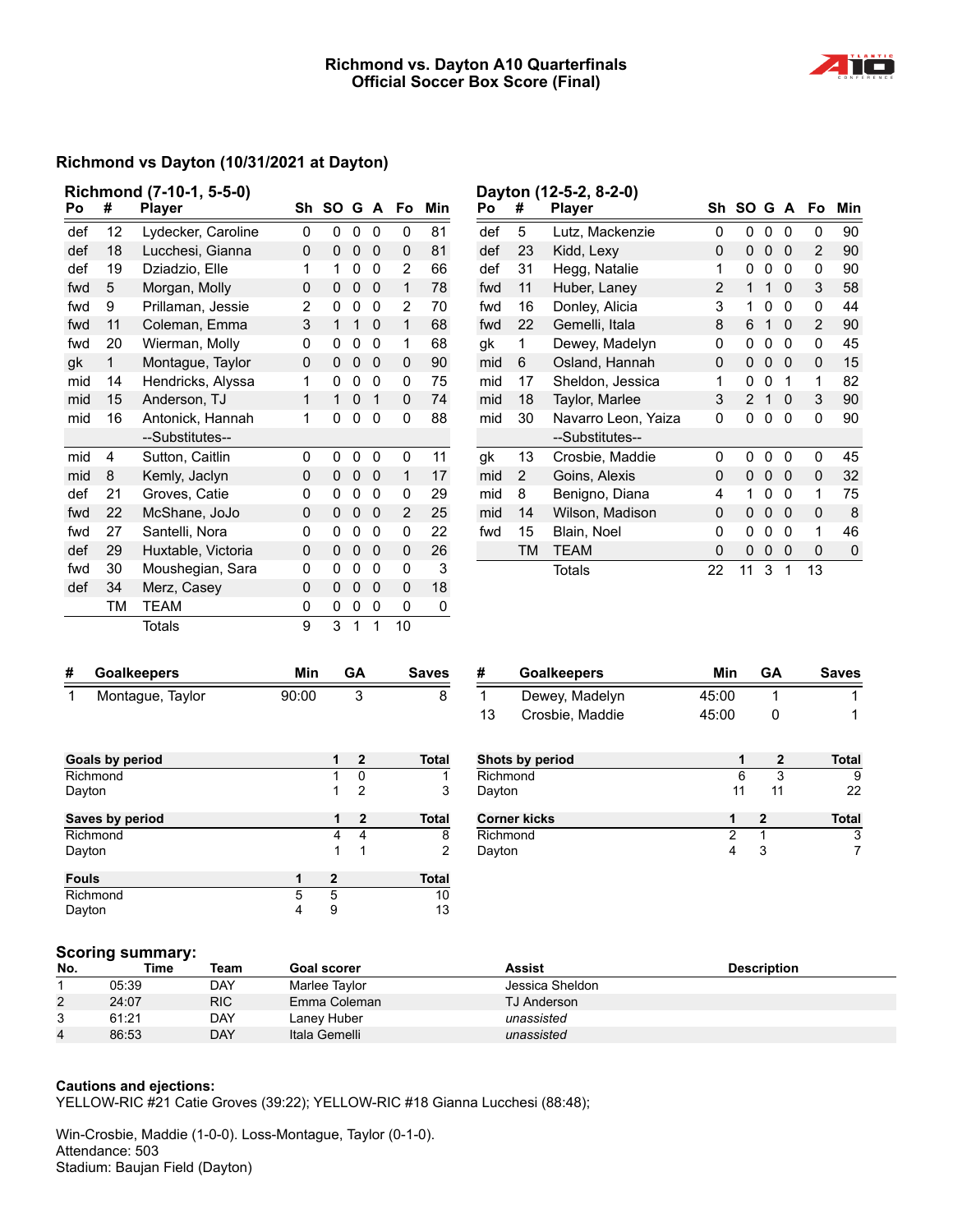# Richmond vs. Dayton A10 Quarterfinals
# Official Soccer Box Score (Final)

## Richmond vs Dayton (10/31/2021 at Dayton)

### Richmond (7-10-1, 5-5-0)

| Po | # | Player | Sh | SO | G | A | Fo | Min |
|---|---|---|---|---|---|---|---|---|
| def | 12 | Lydecker, Caroline | 0 | 0 | 0 | 0 | 0 | 81 |
| def | 18 | Lucchesi, Gianna | 0 | 0 | 0 | 0 | 0 | 81 |
| def | 19 | Dziadzio, Elle | 1 | 1 | 0 | 0 | 2 | 66 |
| fwd | 5 | Morgan, Molly | 0 | 0 | 0 | 0 | 1 | 78 |
| fwd | 9 | Prillaman, Jessie | 2 | 0 | 0 | 0 | 2 | 70 |
| fwd | 11 | Coleman, Emma | 3 | 1 | 1 | 0 | 1 | 68 |
| fwd | 20 | Wierman, Molly | 0 | 0 | 0 | 0 | 1 | 68 |
| gk | 1 | Montague, Taylor | 0 | 0 | 0 | 0 | 0 | 90 |
| mid | 14 | Hendricks, Alyssa | 1 | 0 | 0 | 0 | 0 | 75 |
| mid | 15 | Anderson, TJ | 1 | 1 | 0 | 1 | 0 | 74 |
| mid | 16 | Antonick, Hannah | 1 | 0 | 0 | 0 | 0 | 88 |
| | | --Substitutes-- | | | | | | |
| mid | 4 | Sutton, Caitlin | 0 | 0 | 0 | 0 | 0 | 11 |
| mid | 8 | Kemly, Jaclyn | 0 | 0 | 0 | 0 | 1 | 17 |
| def | 21 | Groves, Catie | 0 | 0 | 0 | 0 | 0 | 29 |
| fwd | 22 | McShane, JoJo | 0 | 0 | 0 | 0 | 2 | 25 |
| fwd | 27 | Santelli, Nora | 0 | 0 | 0 | 0 | 0 | 22 |
| def | 29 | Huxtable, Victoria | 0 | 0 | 0 | 0 | 0 | 26 |
| fwd | 30 | Moushegian, Sara | 0 | 0 | 0 | 0 | 0 | 3 |
| def | 34 | Merz, Casey | 0 | 0 | 0 | 0 | 0 | 18 |
| | TM | TEAM | 0 | 0 | 0 | 0 | 0 | 0 |
| | | Totals | 9 | 3 | 1 | 1 | 10 | |

### Dayton (12-5-2, 8-2-0)

| Po | # | Player | Sh | SO | G | A | Fo | Min |
|---|---|---|---|---|---|---|---|---|
| def | 5 | Lutz, Mackenzie | 0 | 0 | 0 | 0 | 0 | 90 |
| def | 23 | Kidd, Lexy | 0 | 0 | 0 | 0 | 2 | 90 |
| def | 31 | Hegg, Natalie | 1 | 0 | 0 | 0 | 0 | 90 |
| fwd | 11 | Huber, Laney | 2 | 1 | 1 | 0 | 3 | 58 |
| fwd | 16 | Donley, Alicia | 3 | 1 | 0 | 0 | 0 | 44 |
| fwd | 22 | Gemelli, Itala | 8 | 6 | 1 | 0 | 2 | 90 |
| gk | 1 | Dewey, Madelyn | 0 | 0 | 0 | 0 | 0 | 45 |
| mid | 6 | Osland, Hannah | 0 | 0 | 0 | 0 | 0 | 15 |
| mid | 17 | Sheldon, Jessica | 1 | 0 | 0 | 1 | 1 | 82 |
| mid | 18 | Taylor, Marlee | 3 | 2 | 1 | 0 | 3 | 90 |
| mid | 30 | Navarro Leon, Yaiza | 0 | 0 | 0 | 0 | 0 | 90 |
| | | --Substitutes-- | | | | | | |
| gk | 13 | Crosbie, Maddie | 0 | 0 | 0 | 0 | 0 | 45 |
| mid | 2 | Goins, Alexis | 0 | 0 | 0 | 0 | 0 | 32 |
| mid | 8 | Benigno, Diana | 4 | 1 | 0 | 0 | 1 | 75 |
| mid | 14 | Wilson, Madison | 0 | 0 | 0 | 0 | 0 | 8 |
| fwd | 15 | Blain, Noel | 0 | 0 | 0 | 0 | 1 | 46 |
| | TM | TEAM | 0 | 0 | 0 | 0 | 0 | 0 |
| | | Totals | 22 | 11 | 3 | 1 | 13 | |

| # | Goalkeepers | Min | GA | Saves |
|---|---|---|---|---|
| 1 | Montague, Taylor | 90:00 | 3 | 8 |

| # | Goalkeepers | Min | GA | Saves |
|---|---|---|---|---|
| 1 | Dewey, Madelyn | 45:00 | 1 | 1 |
| 13 | Crosbie, Maddie | 45:00 | 0 | 1 |

| Goals by period | 1 | 2 | Total |
|---|---|---|---|
| Richmond | 1 | 0 | 1 |
| Dayton | 1 | 2 | 3 |

| Shots by period | 1 | 2 | Total |
|---|---|---|---|
| Richmond | 6 | 3 | 9 |
| Dayton | 11 | 11 | 22 |

| Saves by period | 1 | 2 | Total |
|---|---|---|---|
| Richmond | 4 | 4 | 8 |
| Dayton | 1 | 1 | 2 |

| Corner kicks | 1 | 2 | Total |
|---|---|---|---|
| Richmond | 2 | 1 | 3 |
| Dayton | 4 | 3 | 7 |

| Fouls | 1 | 2 | Total |
|---|---|---|---|
| Richmond | 5 | 5 | 10 |
| Dayton | 4 | 9 | 13 |

## Scoring summary:

| No. | Time | Team | Goal scorer | Assist | Description |
|---|---|---|---|---|---|
| 1 | 05:39 | DAY | Marlee Taylor | Jessica Sheldon | |
| 2 | 24:07 | RIC | Emma Coleman | TJ Anderson | |
| 3 | 61:21 | DAY | Laney Huber | *unassisted* | |
| 4 | 86:53 | DAY | Itala Gemelli | *unassisted* | |

**Cautions and ejections:**
YELLOW-RIC #21 Catie Groves (39:22); YELLOW-RIC #18 Gianna Lucchesi (88:48);

Win-Crosbie, Maddie (1-0-0). Loss-Montague, Taylor (0-1-0).
Attendance: 503
Stadium: Baujan Field (Dayton)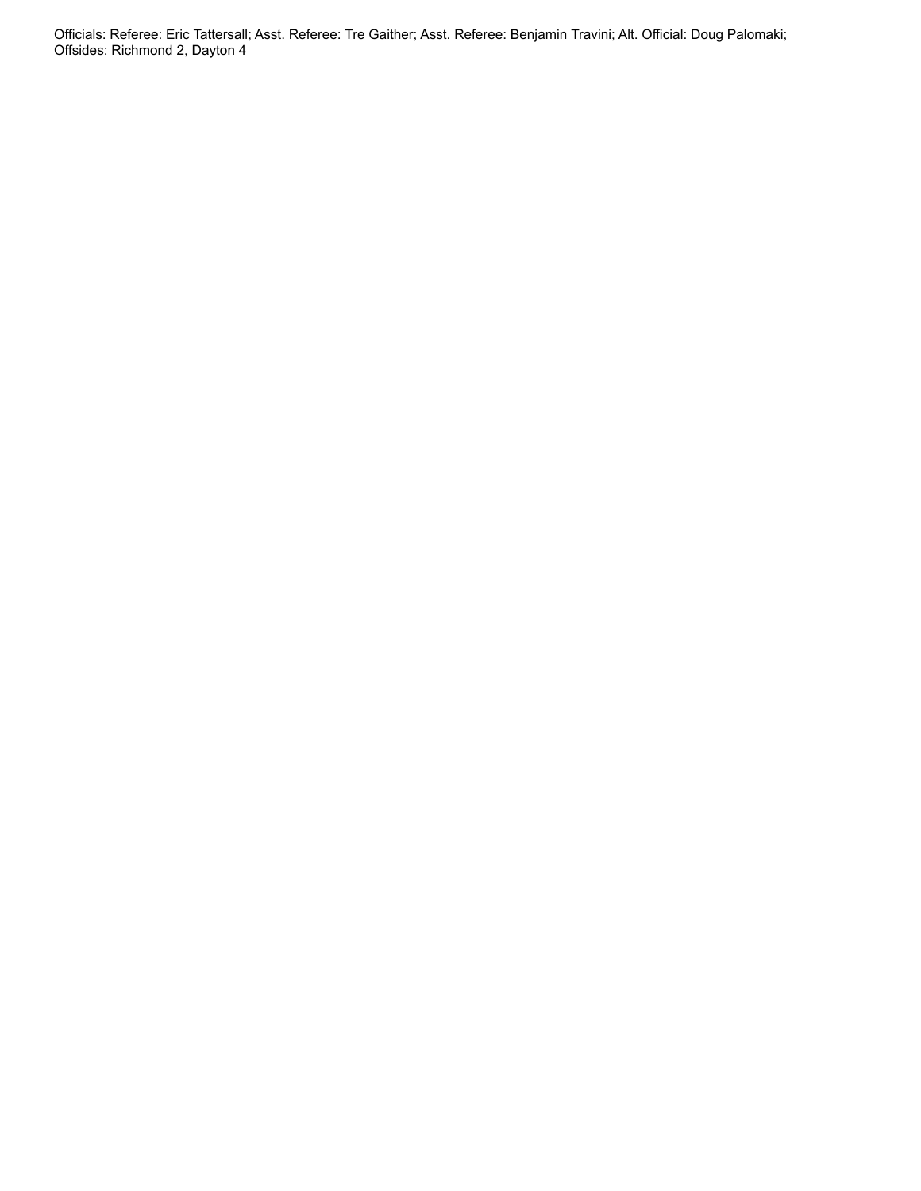Officials: Referee: Eric Tattersall; Asst. Referee: Tre Gaither; Asst. Referee: Benjamin Travini; Alt. Official: Doug Palomaki;
Offsides: Richmond 2, Dayton 4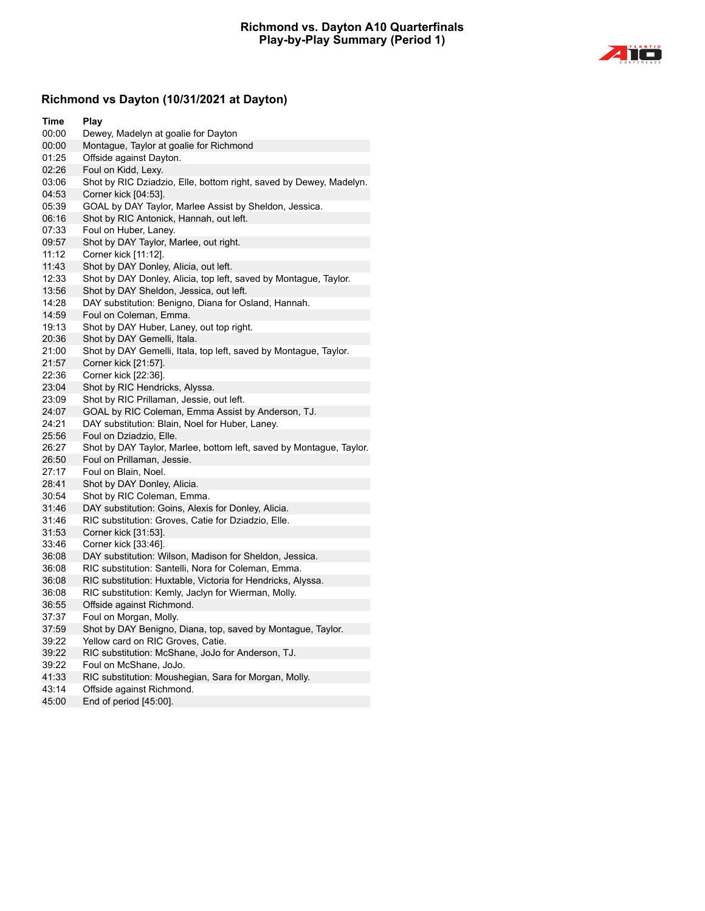# Richmond vs. Dayton A10 Quarterfinals
## Play-by-Play Summary (Period 1)

### Richmond vs Dayton (10/31/2021 at Dayton)

| Time | Play |
|---|---|
| 00:00 | Dewey, Madelyn at goalie for Dayton |
| 00:00 | Montague, Taylor at goalie for Richmond |
| 01:25 | Offside against Dayton. |
| 02:26 | Foul on Kidd, Lexy. |
| 03:06 | Shot by RIC Dziadzio, Elle, bottom right, saved by Dewey, Madelyn. |
| 04:53 | Corner kick [04:53]. |
| 05:39 | GOAL by DAY Taylor, Marlee Assist by Sheldon, Jessica. |
| 06:16 | Shot by RIC Antonick, Hannah, out left. |
| 07:33 | Foul on Huber, Laney. |
| 09:57 | Shot by DAY Taylor, Marlee, out right. |
| 11:12 | Corner kick [11:12]. |
| 11:43 | Shot by DAY Donley, Alicia, out left. |
| 12:33 | Shot by DAY Donley, Alicia, top left, saved by Montague, Taylor. |
| 13:56 | Shot by DAY Sheldon, Jessica, out left. |
| 14:28 | DAY substitution: Benigno, Diana for Osland, Hannah. |
| 14:59 | Foul on Coleman, Emma. |
| 19:13 | Shot by DAY Huber, Laney, out top right. |
| 20:36 | Shot by DAY Gemelli, Itala. |
| 21:00 | Shot by DAY Gemelli, Itala, top left, saved by Montague, Taylor. |
| 21:57 | Corner kick [21:57]. |
| 22:36 | Corner kick [22:36]. |
| 23:04 | Shot by RIC Hendricks, Alyssa. |
| 23:09 | Shot by RIC Prillaman, Jessie, out left. |
| 24:07 | GOAL by RIC Coleman, Emma Assist by Anderson, TJ. |
| 24:21 | DAY substitution: Blain, Noel for Huber, Laney. |
| 25:56 | Foul on Dziadzio, Elle. |
| 26:27 | Shot by DAY Taylor, Marlee, bottom left, saved by Montague, Taylor. |
| 26:50 | Foul on Prillaman, Jessie. |
| 27:17 | Foul on Blain, Noel. |
| 28:41 | Shot by DAY Donley, Alicia. |
| 30:54 | Shot by RIC Coleman, Emma. |
| 31:46 | DAY substitution: Goins, Alexis for Donley, Alicia. |
| 31:46 | RIC substitution: Groves, Catie for Dziadzio, Elle. |
| 31:53 | Corner kick [31:53]. |
| 33:46 | Corner kick [33:46]. |
| 36:08 | DAY substitution: Wilson, Madison for Sheldon, Jessica. |
| 36:08 | RIC substitution: Santelli, Nora for Coleman, Emma. |
| 36:08 | RIC substitution: Huxtable, Victoria for Hendricks, Alyssa. |
| 36:08 | RIC substitution: Kemly, Jaclyn for Wierman, Molly. |
| 36:55 | Offside against Richmond. |
| 37:37 | Foul on Morgan, Molly. |
| 37:59 | Shot by DAY Benigno, Diana, top, saved by Montague, Taylor. |
| 39:22 | Yellow card on RIC Groves, Catie. |
| 39:22 | RIC substitution: McShane, JoJo for Anderson, TJ. |
| 39:22 | Foul on McShane, JoJo. |
| 41:33 | RIC substitution: Moushegian, Sara for Morgan, Molly. |
| 43:14 | Offside against Richmond. |
| 45:00 | End of period [45:00]. |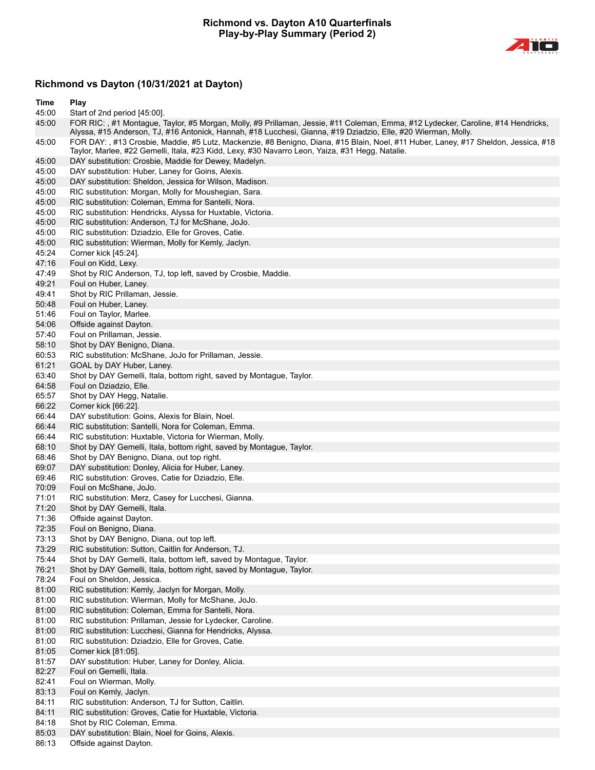# Richmond vs. Dayton A10 Quarterfinals
## Play-by-Play Summary (Period 2)

### Richmond vs Dayton (10/31/2021 at Dayton)

| Time | Play |
|---|---|
| 45:00 | Start of 2nd period [45:00]. |
| 45:00 | FOR RIC: , #1 Montague, Taylor, #5 Morgan, Molly, #9 Prillaman, Jessie, #11 Coleman, Emma, #12 Lydecker, Caroline, #14 Hendricks, Alyssa, #15 Anderson, TJ, #16 Antonick, Hannah, #18 Lucchesi, Gianna, #19 Dziadzio, Elle, #20 Wierman, Molly. |
| 45:00 | FOR DAY: , #13 Crosbie, Maddie, #5 Lutz, Mackenzie, #8 Benigno, Diana, #15 Blain, Noel, #11 Huber, Laney, #17 Sheldon, Jessica, #18 Taylor, Marlee, #22 Gemelli, Itala, #23 Kidd, Lexy, #30 Navarro Leon, Yaiza, #31 Hegg, Natalie. |
| 45:00 | DAY substitution: Crosbie, Maddie for Dewey, Madelyn. |
| 45:00 | DAY substitution: Huber, Laney for Goins, Alexis. |
| 45:00 | DAY substitution: Sheldon, Jessica for Wilson, Madison. |
| 45:00 | RIC substitution: Morgan, Molly for Moushegian, Sara. |
| 45:00 | RIC substitution: Coleman, Emma for Santelli, Nora. |
| 45:00 | RIC substitution: Hendricks, Alyssa for Huxtable, Victoria. |
| 45:00 | RIC substitution: Anderson, TJ for McShane, JoJo. |
| 45:00 | RIC substitution: Dziadzio, Elle for Groves, Catie. |
| 45:00 | RIC substitution: Wierman, Molly for Kemly, Jaclyn. |
| 45:24 | Corner kick [45:24]. |
| 47:16 | Foul on Kidd, Lexy. |
| 47:49 | Shot by RIC Anderson, TJ, top left, saved by Crosbie, Maddie. |
| 49:21 | Foul on Huber, Laney. |
| 49:41 | Shot by RIC Prillaman, Jessie. |
| 50:48 | Foul on Huber, Laney. |
| 51:46 | Foul on Taylor, Marlee. |
| 54:06 | Offside against Dayton. |
| 57:40 | Foul on Prillaman, Jessie. |
| 58:10 | Shot by DAY Benigno, Diana. |
| 60:53 | RIC substitution: McShane, JoJo for Prillaman, Jessie. |
| 61:21 | GOAL by DAY Huber, Laney. |
| 63:40 | Shot by DAY Gemelli, Itala, bottom right, saved by Montague, Taylor. |
| 64:58 | Foul on Dziadzio, Elle. |
| 65:57 | Shot by DAY Hegg, Natalie. |
| 66:22 | Corner kick [66:22]. |
| 66:44 | DAY substitution: Goins, Alexis for Blain, Noel. |
| 66:44 | RIC substitution: Santelli, Nora for Coleman, Emma. |
| 66:44 | RIC substitution: Huxtable, Victoria for Wierman, Molly. |
| 68:10 | Shot by DAY Gemelli, Itala, bottom right, saved by Montague, Taylor. |
| 68:46 | Shot by DAY Benigno, Diana, out top right. |
| 69:07 | DAY substitution: Donley, Alicia for Huber, Laney. |
| 69:46 | RIC substitution: Groves, Catie for Dziadzio, Elle. |
| 70:09 | Foul on McShane, JoJo. |
| 71:01 | RIC substitution: Merz, Casey for Lucchesi, Gianna. |
| 71:20 | Shot by DAY Gemelli, Itala. |
| 71:36 | Offside against Dayton. |
| 72:35 | Foul on Benigno, Diana. |
| 73:13 | Shot by DAY Benigno, Diana, out top left. |
| 73:29 | RIC substitution: Sutton, Caitlin for Anderson, TJ. |
| 75:44 | Shot by DAY Gemelli, Itala, bottom left, saved by Montague, Taylor. |
| 76:21 | Shot by DAY Gemelli, Itala, bottom right, saved by Montague, Taylor. |
| 78:24 | Foul on Sheldon, Jessica. |
| 81:00 | RIC substitution: Kemly, Jaclyn for Morgan, Molly. |
| 81:00 | RIC substitution: Wierman, Molly for McShane, JoJo. |
| 81:00 | RIC substitution: Coleman, Emma for Santelli, Nora. |
| 81:00 | RIC substitution: Prillaman, Jessie for Lydecker, Caroline. |
| 81:00 | RIC substitution: Lucchesi, Gianna for Hendricks, Alyssa. |
| 81:00 | RIC substitution: Dziadzio, Elle for Groves, Catie. |
| 81:05 | Corner kick [81:05]. |
| 81:57 | DAY substitution: Huber, Laney for Donley, Alicia. |
| 82:27 | Foul on Gemelli, Itala. |
| 82:41 | Foul on Wierman, Molly. |
| 83:13 | Foul on Kemly, Jaclyn. |
| 84:11 | RIC substitution: Anderson, TJ for Sutton, Caitlin. |
| 84:11 | RIC substitution: Groves, Catie for Huxtable, Victoria. |
| 84:18 | Shot by RIC Coleman, Emma. |
| 85:03 | DAY substitution: Blain, Noel for Goins, Alexis. |
| 86:13 | Offside against Dayton. |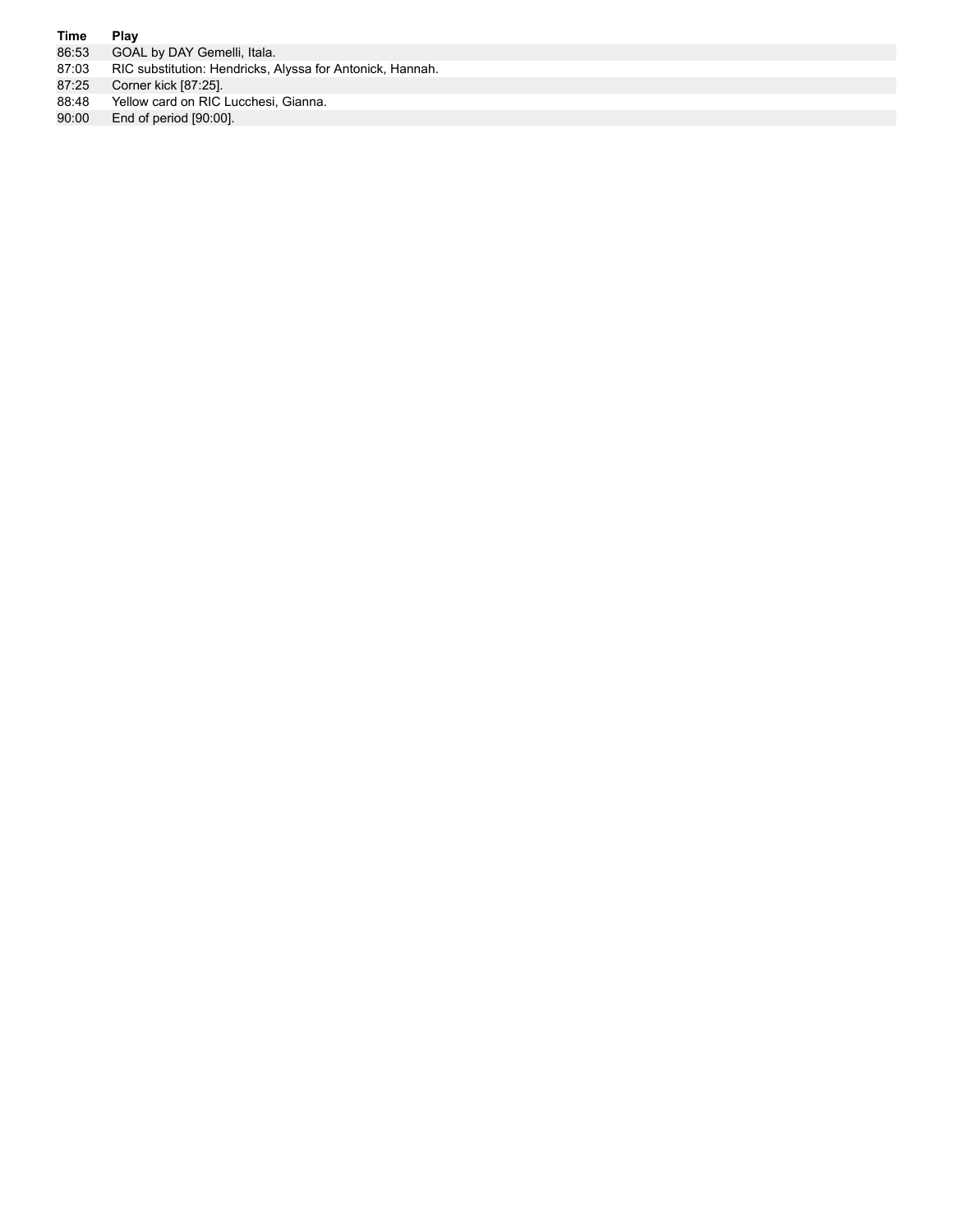| Time | Play |
| --- | --- |
| 86:53 | GOAL by DAY Gemelli, Itala. |
| 87:03 | RIC substitution: Hendricks, Alyssa for Antonick, Hannah. |
| 87:25 | Corner kick [87:25]. |
| 88:48 | Yellow card on RIC Lucchesi, Gianna. |
| 90:00 | End of period [90:00]. |